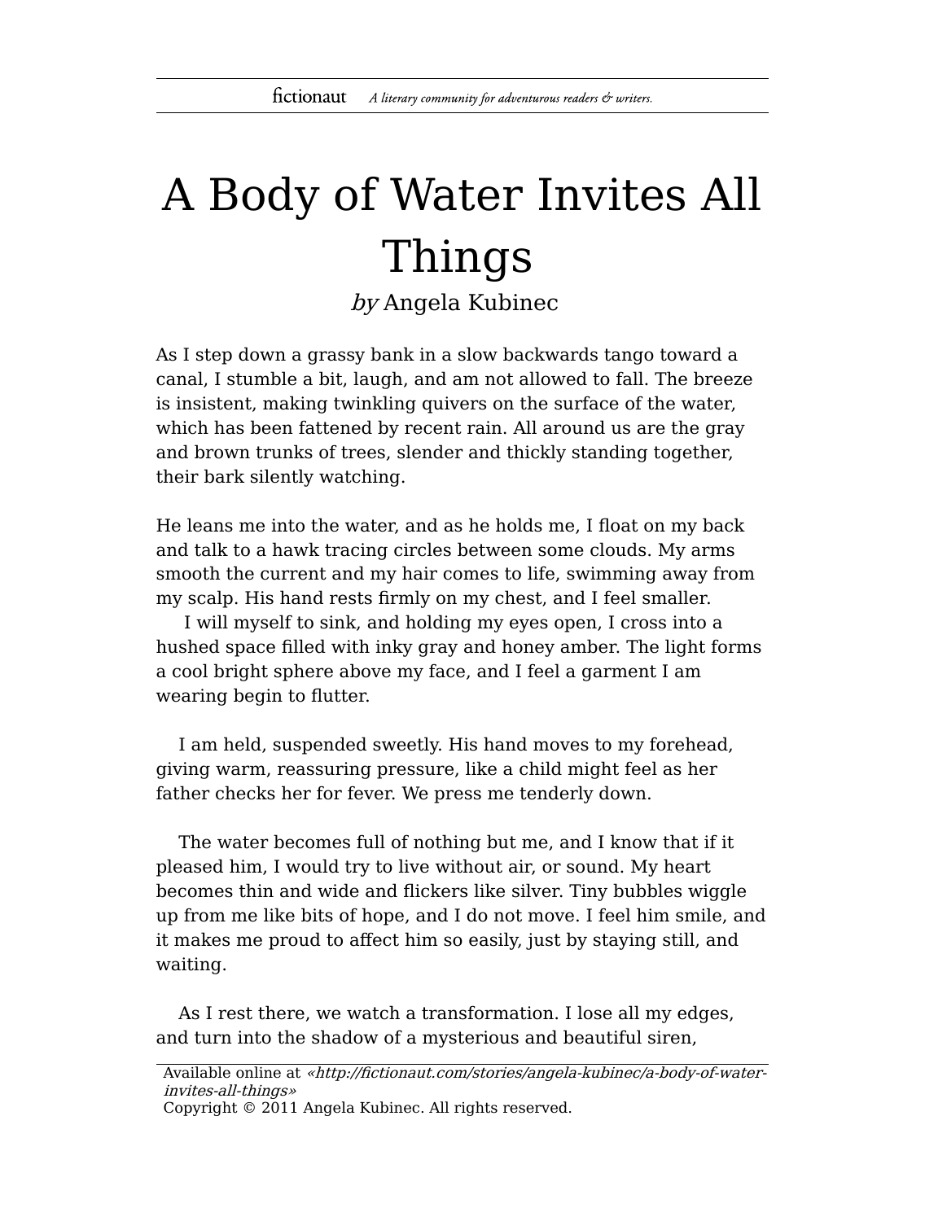# A Body of Water Invites All Things

*by* Angela Kubinec

As I step down a grassy bank in a slow backwards tango toward a canal, I stumble a bit, laugh, and am not allowed to fall. The breeze is insistent, making twinkling quivers on the surface of the water, which has been fattened by recent rain. All around us are the gray and brown trunks of trees, slender and thickly standing together, their bark silently watching.

He leans me into the water, and as he holds me, I float on my back and talk to a hawk tracing circles between some clouds. My arms smooth the current and my hair comes to life, swimming away from my scalp. His hand rests firmly on my chest, and I feel smaller.

I will myself to sink, and holding my eyes open, I cross into a hushed space filled with inky gray and honey amber. The light forms a cool bright sphere above my face, and I feel a garment I am wearing begin to flutter.

I am held, suspended sweetly. His hand moves to my forehead, giving warm, reassuring pressure, like a child might feel as her father checks her for fever. We press me tenderly down.

The water becomes full of nothing but me, and I know that if it pleased him, I would try to live without air, or sound. My heart becomes thin and wide and flickers like silver. Tiny bubbles wiggle up from me like bits of hope, and I do not move. I feel him smile, and it makes me proud to affect him so easily, just by staying still, and waiting.

As I rest there, we watch a transformation. I lose all my edges, and turn into the shadow of a mysterious and beautiful siren,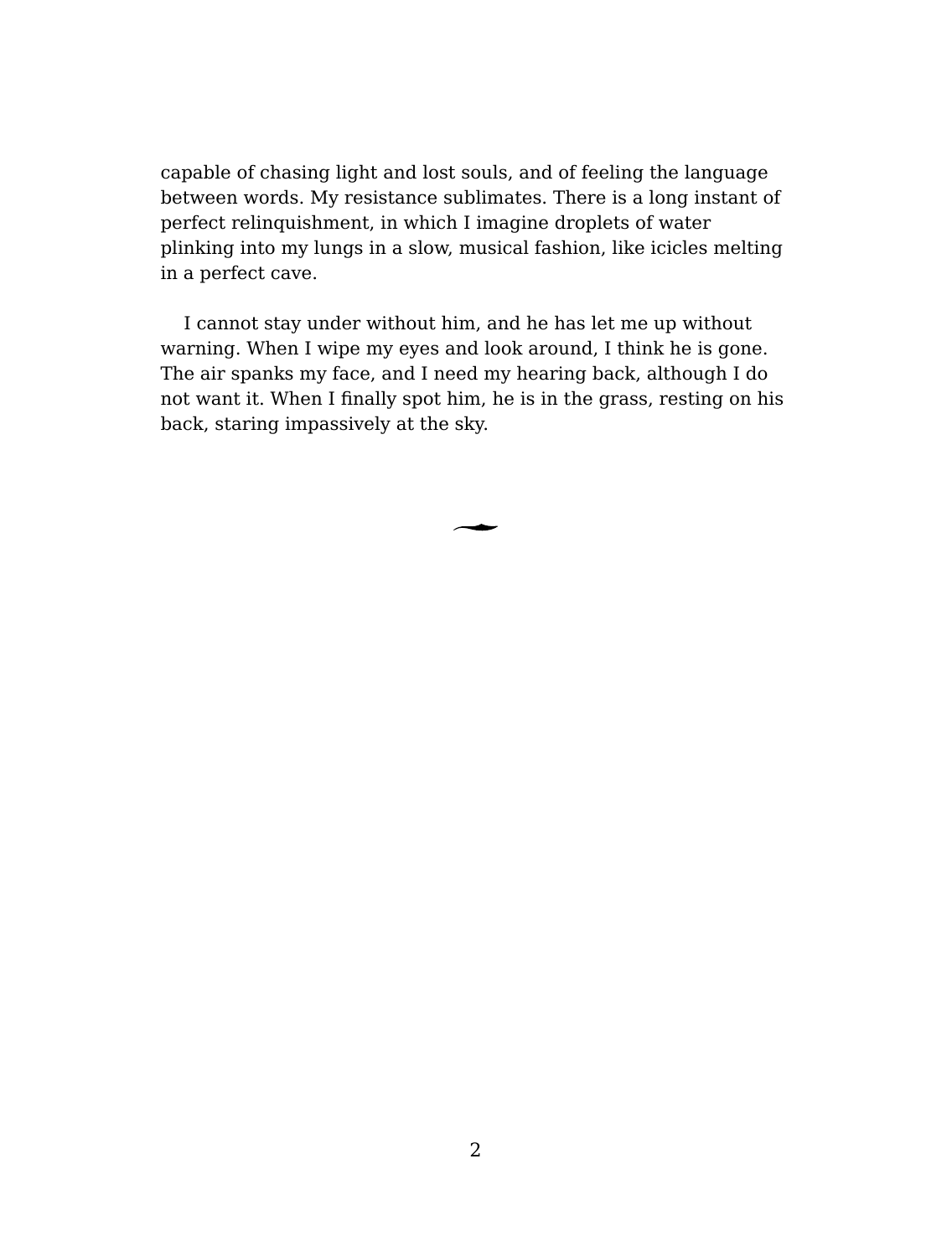capable of chasing light and lost souls, and of feeling the language between words. My resistance sublimates. There is a long instant of perfect relinquishment, in which I imagine droplets of water plinking into my lungs in a slow, musical fashion, like icicles melting in a perfect cave.

I cannot stay under without him, and he has let me up without warning. When I wipe my eyes and look around, I think he is gone. The air spanks my face, and I need my hearing back, although I do not want it. When I finally spot him, he is in the grass, resting on his back, staring impassively at the sky.